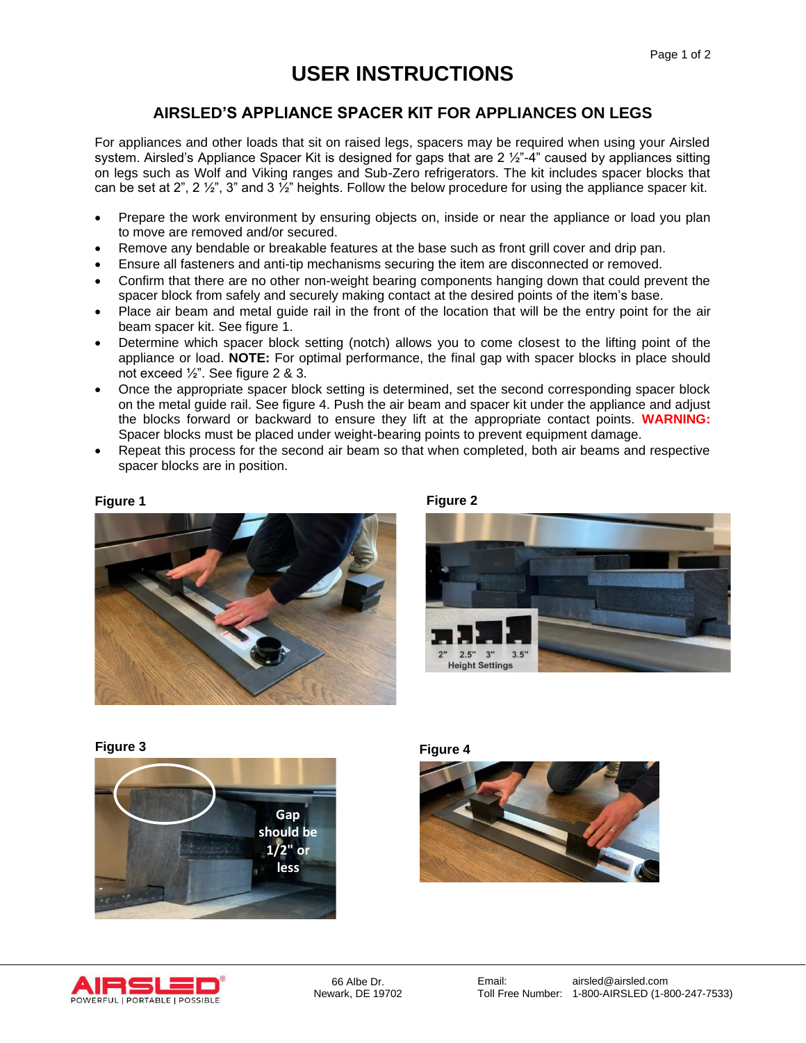# USER INSTRUCTIONS

## AIRSLED'S APPLIANCE SPACER KIT FOR APPLIANCES ON LEGS

For appliances and other loads that sit on raised legs, spacers may be required when using your Airsled system. Airsled's Appliance Spacer Kit is designed for gaps that are 2 ½"-4" caused by appliances sitting on legs such as Wolf and Viking ranges and Sub-Zero refrigerators. The kit includes spacer blocks that can be set at 2", 2 ½", 3" and 3 ½" heights. Follow the below procedure for using the appliance spacer kit.

- Prepare the work environment by ensuring objects on, inside or near the appliance or load you plan to move are removed and/or secured.
- Remove any bendable or breakable features at the base such as front grill cover and drip pan.
- Ensure all fasteners and anti-tip mechanisms securing the item are disconnected or removed.
- Confirm that there are no other non-weight bearing components hanging down that could prevent the spacer block from safely and securely making contact at the desired points of the item's base.
- Place air beam and metal guide rail in the front of the location that will be the entry point for the air beam spacer kit. See figure 1.
- Determine which spacer block setting (notch) allows you to come closest to the lifting point of the appliance or load. **NOTE:** For optimal performance, the final gap with spacer blocks in place should not exceed ½". See figure 2 & 3.
- Once the appropriate spacer block setting is determined, set the second corresponding spacer block on the metal guide rail. See figure 4. Push the air beam and spacer kit under the appliance and adjust the blocks forward or backward to ensure they lift at the appropriate contact points. **WARNING:** Spacer blocks must be placed under weight-bearing points to prevent equipment damage.
- Repeat this process for the second air beam so that when completed, both air beams and respective spacer blocks are in position.

**Figure 1**

**Figure 2**

2" 2.5" 3" 3.5"
Height Settings

**Figure 3**

Gap should be 1/2" or less

**Figure 4**

AIRSLED® POWERFUL | PORTABLE | POSSIBLE

66 Albe Dr.
Newark, DE 19702

Email: airsled@airsled.com
Toll Free Number: 1-800-AIRSLED (1-800-247-7533)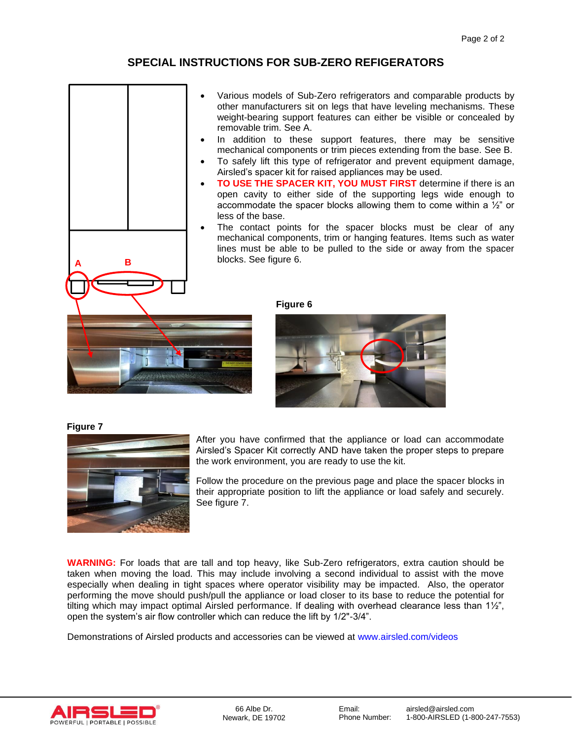# SPECIAL INSTRUCTIONS FOR SUB-ZERO REFIGERATORS

A

B

- Various models of Sub-Zero refrigerators and comparable products by other manufacturers sit on legs that have leveling mechanisms. These weight-bearing support features can either be visible or concealed by removable trim. See A.
- In addition to these support features, there may be sensitive mechanical components or trim pieces extending from the base. See B.
- To safely lift this type of refrigerator and prevent equipment damage, Airsled's spacer kit for raised appliances may be used.
- **TO USE THE SPACER KIT, YOU MUST FIRST** determine if there is an open cavity to either side of the supporting legs wide enough to accommodate the spacer blocks allowing them to come within a ½" or less of the base.
- The contact points for the spacer blocks must be clear of any mechanical components, trim or hanging features. Items such as water lines must be able to be pulled to the side or away from the spacer blocks. See figure 6.

**Figure 6**

**Figure 7**

After you have confirmed that the appliance or load can accommodate Airsled's Spacer Kit correctly AND have taken the proper steps to prepare the work environment, you are ready to use the kit.

Follow the procedure on the previous page and place the spacer blocks in their appropriate position to lift the appliance or load safely and securely. See figure 7.

**WARNING:** For loads that are tall and top heavy, like Sub-Zero refrigerators, extra caution should be taken when moving the load. This may include involving a second individual to assist with the move especially when dealing in tight spaces where operator visibility may be impacted. Also, the operator performing the move should push/pull the appliance or load closer to its base to reduce the potential for tilting which may impact optimal Airsled performance. If dealing with overhead clearance less than 1½", open the system's air flow controller which can reduce the lift by 1/2"-3/4".

Demonstrations of Airsled products and accessories can be viewed at www.airsled.com/videos

AIRSLED® POWERFUL | PORTABLE | POSSIBLE

66 Albe Dr.
Newark, DE 19702

Email: airsled@airsled.com
Phone Number: 1-800-AIRSLED (1-800-247-7553)